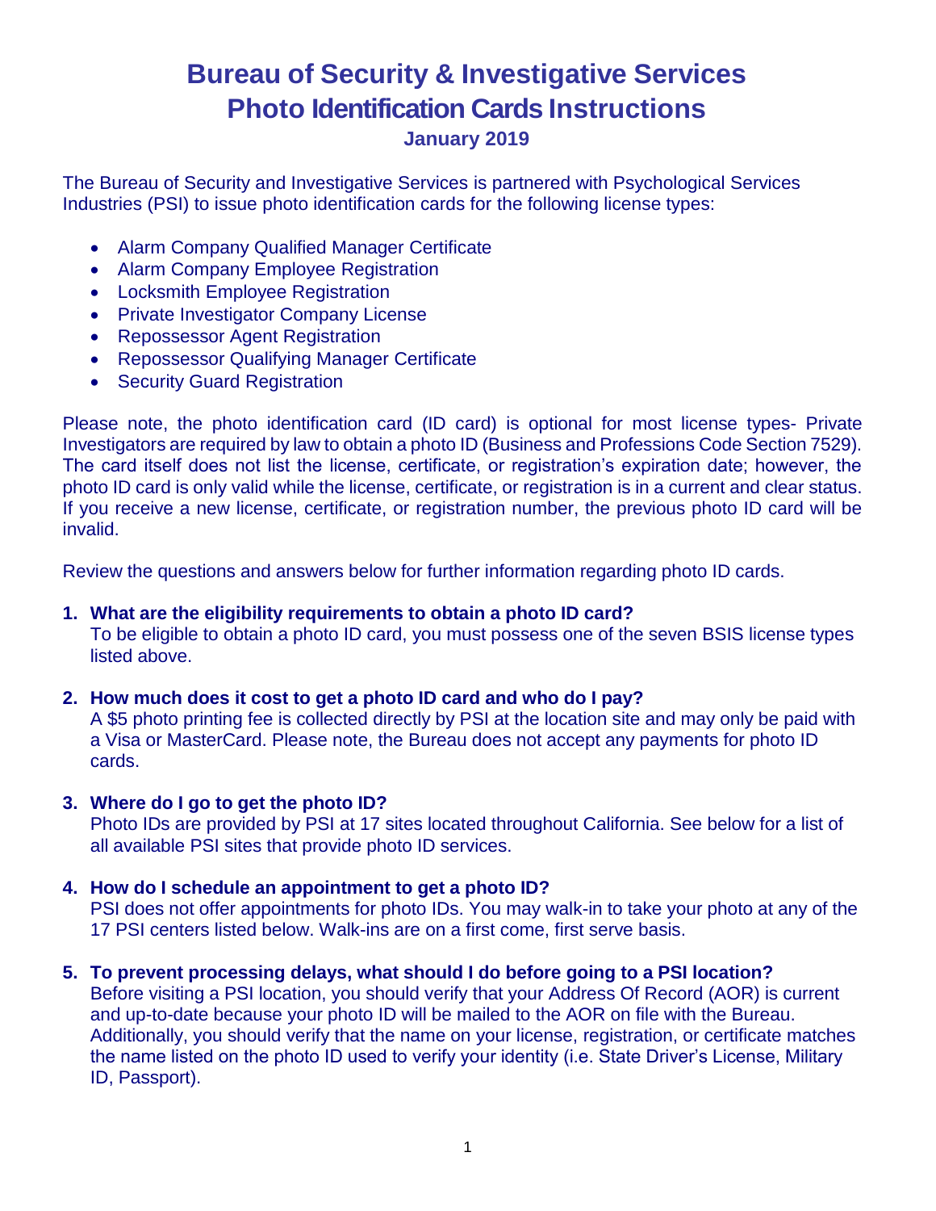# Bureau of Security & Investigative Services
# Photo Identification Cards Instructions

**January 2019**

The Bureau of Security and Investigative Services is partnered with Psychological Services Industries (PSI) to issue photo identification cards for the following license types:

- Alarm Company Qualified Manager Certificate
- Alarm Company Employee Registration
- Locksmith Employee Registration
- Private Investigator Company License
- Repossessor Agent Registration
- Repossessor Qualifying Manager Certificate
- Security Guard Registration

Please note, the photo identification card (ID card) is optional for most license types- Private Investigators are required by law to obtain a photo ID (Business and Professions Code Section 7529). The card itself does not list the license, certificate, or registration's expiration date; however, the photo ID card is only valid while the license, certificate, or registration is in a current and clear status. If you receive a new license, certificate, or registration number, the previous photo ID card will be invalid.

Review the questions and answers below for further information regarding photo ID cards.

1. **What are the eligibility requirements to obtain a photo ID card?**
   To be eligible to obtain a photo ID card, you must possess one of the seven BSIS license types listed above.

2. **How much does it cost to get a photo ID card and who do I pay?**
   A $5 photo printing fee is collected directly by PSI at the location site and may only be paid with a Visa or MasterCard. Please note, the Bureau does not accept any payments for photo ID cards.

3. **Where do I go to get the photo ID?**
   Photo IDs are provided by PSI at 17 sites located throughout California. See below for a list of all available PSI sites that provide photo ID services.

4. **How do I schedule an appointment to get a photo ID?**
   PSI does not offer appointments for photo IDs. You may walk-in to take your photo at any of the 17 PSI centers listed below. Walk-ins are on a first come, first serve basis.

5. **To prevent processing delays, what should I do before going to a PSI location?**
   Before visiting a PSI location, you should verify that your Address Of Record (AOR) is current and up-to-date because your photo ID will be mailed to the AOR on file with the Bureau. Additionally, you should verify that the name on your license, registration, or certificate matches the name listed on the photo ID used to verify your identity (i.e. State Driver's License, Military ID, Passport).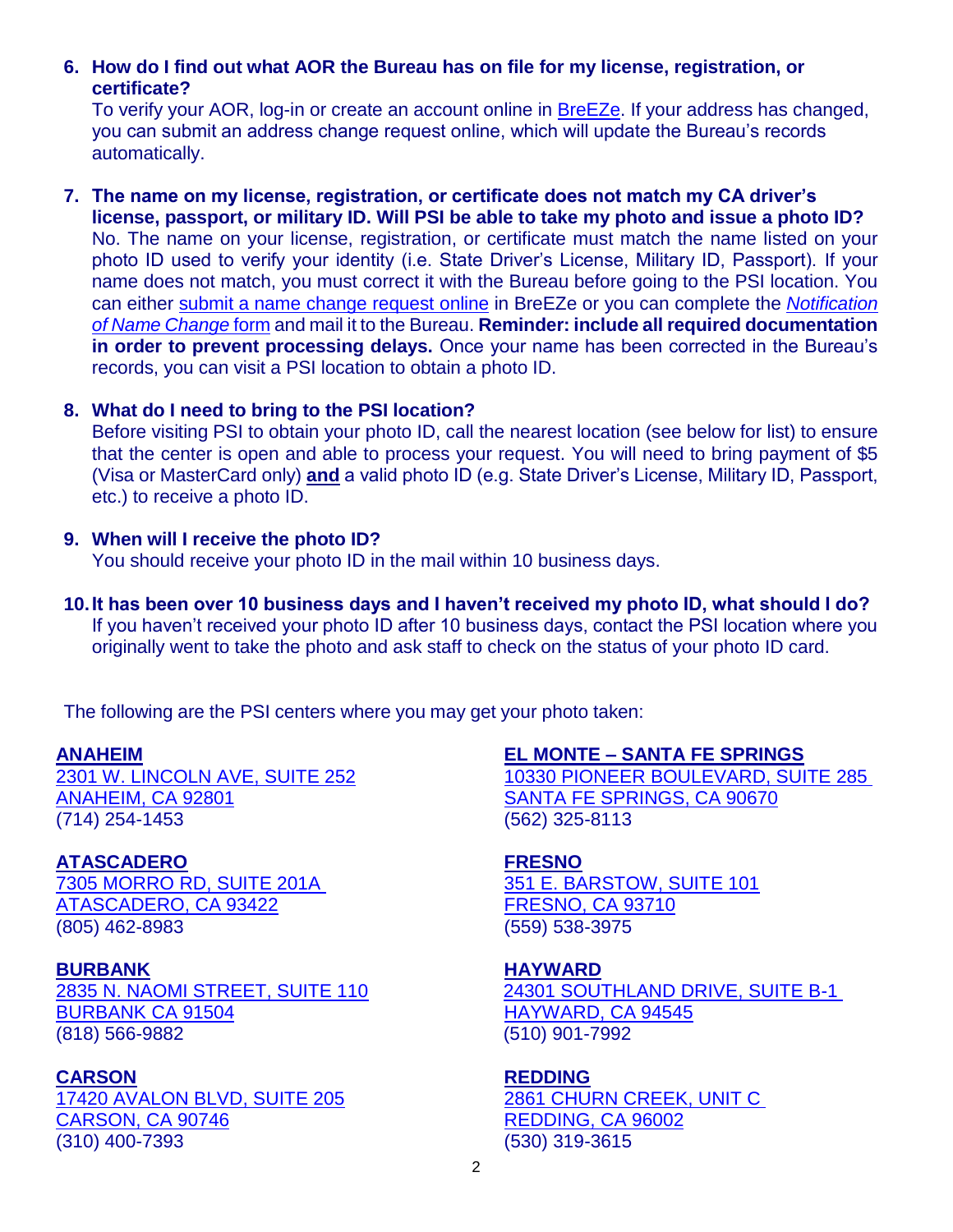6. **How do I find out what AOR the Bureau has on file for my license, registration, or certificate?**
   To verify your AOR, log-in or create an account online in BreEZe. If your address has changed, you can submit an address change request online, which will update the Bureau's records automatically.

7. **The name on my license, registration, or certificate does not match my CA driver's license, passport, or military ID. Will PSI be able to take my photo and issue a photo ID?**
   No. The name on your license, registration, or certificate must match the name listed on your photo ID used to verify your identity (i.e. State Driver's License, Military ID, Passport). If your name does not match, you must correct it with the Bureau before going to the PSI location. You can either submit a name change request online in BreEZe or you can complete the *Notification of Name Change* form and mail it to the Bureau. **Reminder: include all required documentation in order to prevent processing delays.** Once your name has been corrected in the Bureau's records, you can visit a PSI location to obtain a photo ID.

8. **What do I need to bring to the PSI location?**
   Before visiting PSI to obtain your photo ID, call the nearest location (see below for list) to ensure that the center is open and able to process your request. You will need to bring payment of $5 (Visa or MasterCard only) **and** a valid photo ID (e.g. State Driver's License, Military ID, Passport, etc.) to receive a photo ID.

9. **When will I receive the photo ID?**
   You should receive your photo ID in the mail within 10 business days.

10. **It has been over 10 business days and I haven't received my photo ID, what should I do?**
    If you haven't received your photo ID after 10 business days, contact the PSI location where you originally went to take the photo and ask staff to check on the status of your photo ID card.

The following are the PSI centers where you may get your photo taken:

**ANAHEIM**
2301 W. LINCOLN AVE, SUITE 252
ANAHEIM, CA 92801
(714) 254-1453

**ATASCADERO**
7305 MORRO RD, SUITE 201A
ATASCADERO, CA 93422
(805) 462-8983

**BURBANK**
2835 N. NAOMI STREET, SUITE 110
BURBANK CA 91504
(818) 566-9882

**CARSON**
17420 AVALON BLVD, SUITE 205
CARSON, CA 90746
(310) 400-7393

**EL MONTE – SANTA FE SPRINGS**
10330 PIONEER BOULEVARD, SUITE 285
SANTA FE SPRINGS, CA 90670
(562) 325-8113

**FRESNO**
351 E. BARSTOW, SUITE 101
FRESNO, CA 93710
(559) 538-3975

**HAYWARD**
24301 SOUTHLAND DRIVE, SUITE B-1
HAYWARD, CA 94545
(510) 901-7992

**REDDING**
2861 CHURN CREEK, UNIT C
REDDING, CA 96002
(530) 319-3615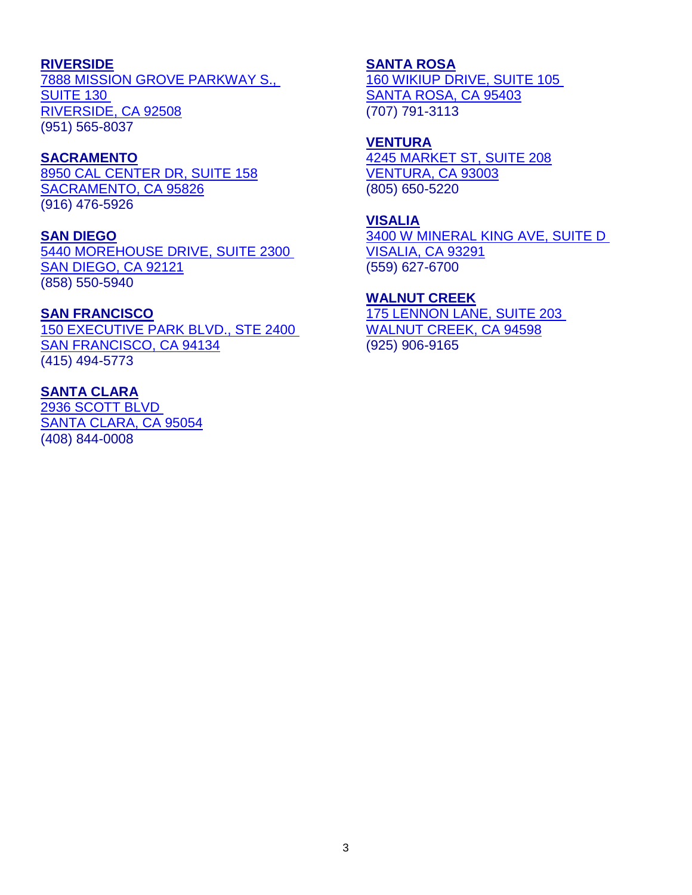**RIVERSIDE**
7888 MISSION GROVE PARKWAY S.,
SUITE 130
RIVERSIDE, CA 92508
(951) 565-8037

**SACRAMENTO**
8950 CAL CENTER DR, SUITE 158
SACRAMENTO, CA 95826
(916) 476-5926

**SAN DIEGO**
5440 MOREHOUSE DRIVE, SUITE 2300
SAN DIEGO, CA 92121
(858) 550-5940

**SAN FRANCISCO**
150 EXECUTIVE PARK BLVD., STE 2400
SAN FRANCISCO, CA 94134
(415) 494-5773

**SANTA CLARA**
2936 SCOTT BLVD
SANTA CLARA, CA 95054
(408) 844-0008

**SANTA ROSA**
160 WIKIUP DRIVE, SUITE 105
SANTA ROSA, CA 95403
(707) 791-3113

**VENTURA**
4245 MARKET ST, SUITE 208
VENTURA, CA 93003
(805) 650-5220

**VISALIA**
3400 W MINERAL KING AVE, SUITE D
VISALIA, CA 93291
(559) 627-6700

**WALNUT CREEK**
175 LENNON LANE, SUITE 203
WALNUT CREEK, CA 94598
(925) 906-9165